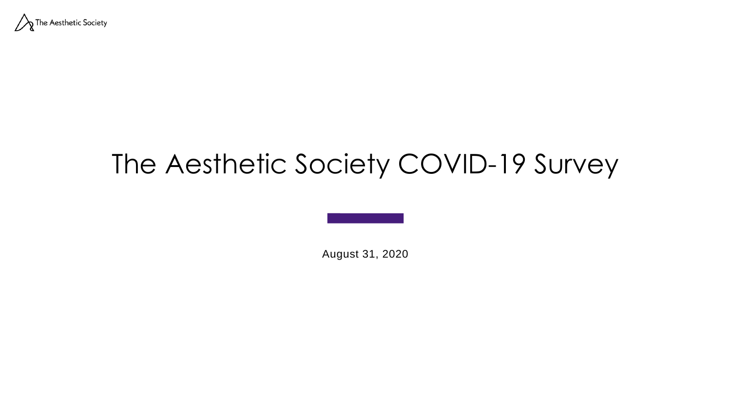The Aesthetic Society

# The Aesthetic Society COVID-19 Survey

August 31, 2020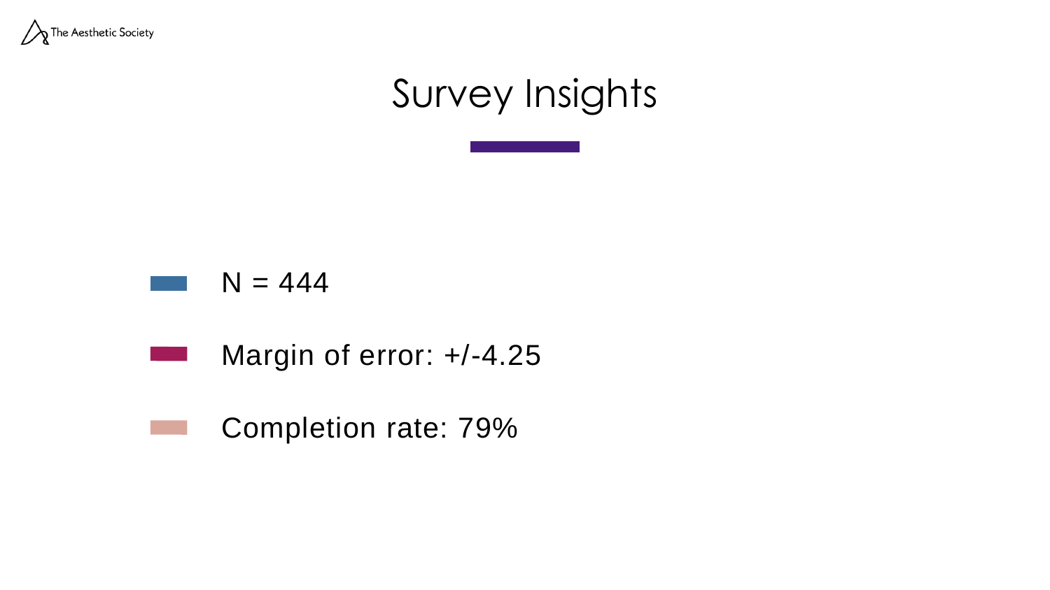# Survey Insights

- N = 444
- Margin of error: +/-4.25
- Completion rate: 79%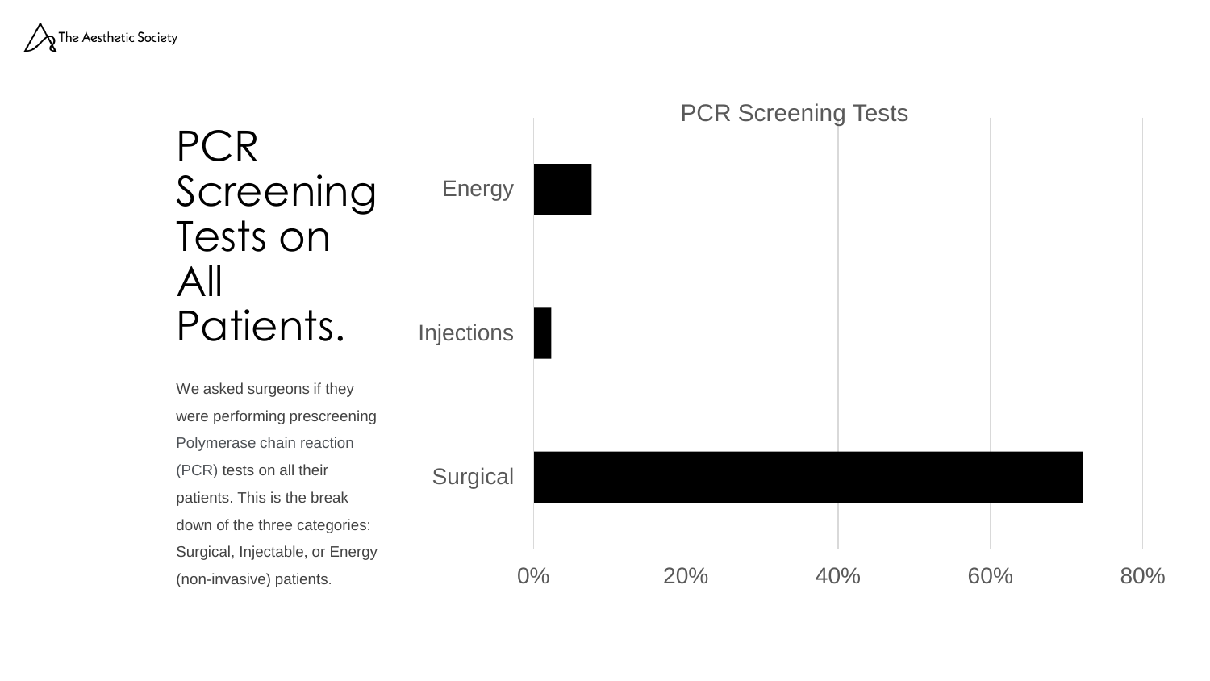# PCR Screening Tests on All Patients.

We asked surgeons if they were performing prescreening Polymerase chain reaction (PCR) tests on all their patients. This is the break down of the three categories: Surgical, Injectable, or Energy (non-invasive) patients.

PCR Screening Tests

Energy

Injections

Surgical

0% 20% 40% 60% 80%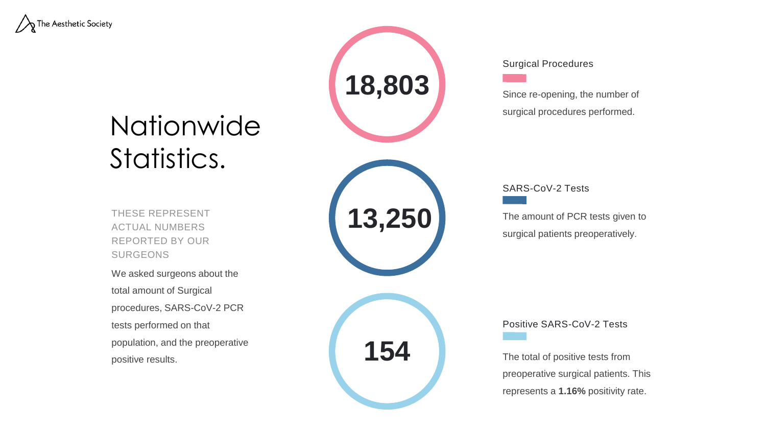# Nationwide Statistics.

THESE REPRESENT ACTUAL NUMBERS REPORTED BY OUR SURGEONS

We asked surgeons about the total amount of Surgical procedures, SARS-CoV-2 PCR tests performed on that population, and the preoperative positive results.

**18,803**

Surgical Procedures

Since re-opening, the number of surgical procedures performed.

**13,250**

SARS-CoV-2 Tests

The amount of PCR tests given to surgical patients preoperatively.

**154**

Positive SARS-CoV-2 Tests

The total of positive tests from preoperative surgical patients. This represents a **1.16%** positivity rate.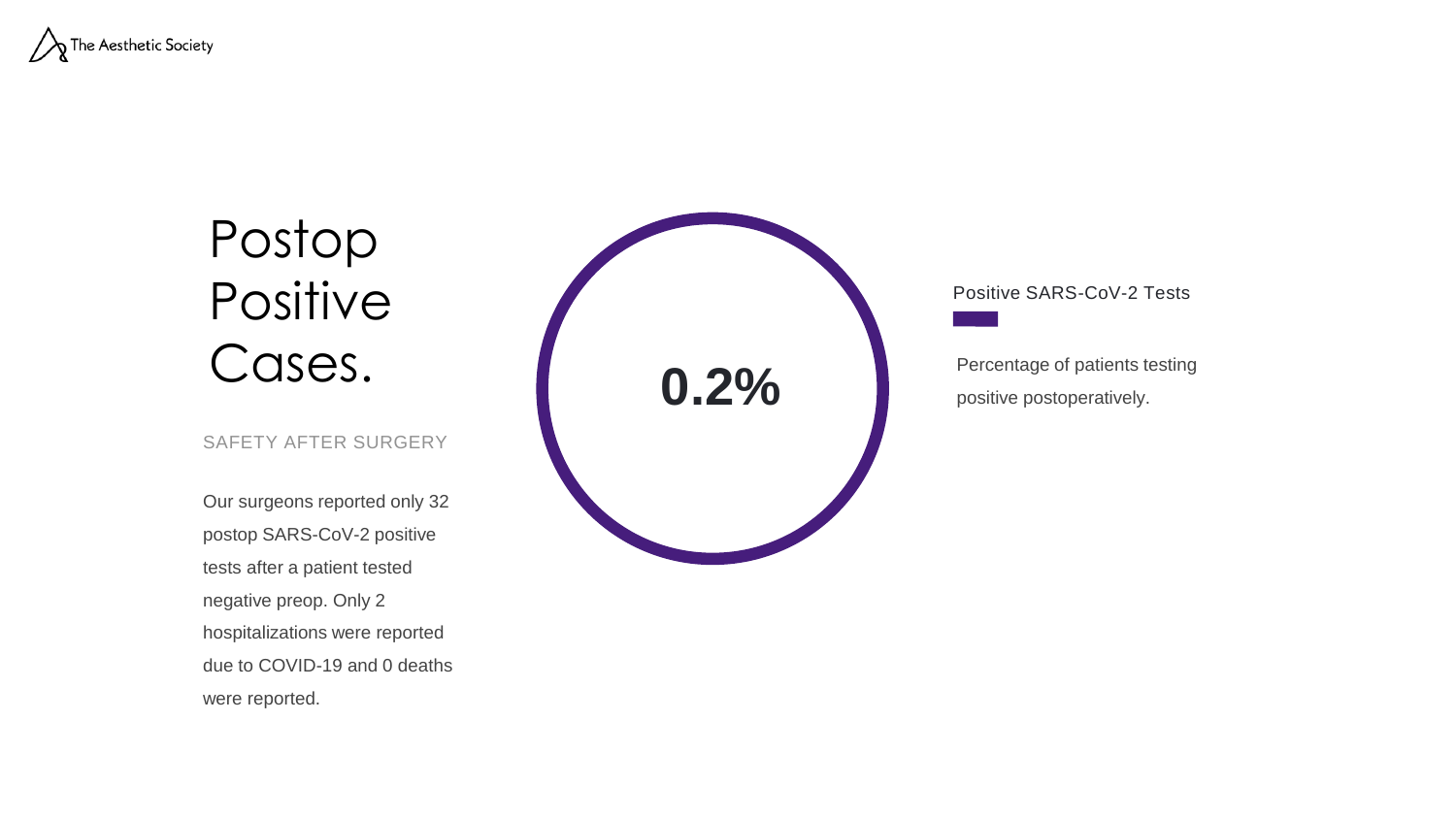# Postop Positive Cases.

SAFETY AFTER SURGERY

Our surgeons reported only 32 postop SARS-CoV-2 positive tests after a patient tested negative preop. Only 2 hospitalizations were reported due to COVID-19 and 0 deaths were reported.

**0.2%**

Positive SARS-CoV-2 Tests

Percentage of patients testing positive postoperatively.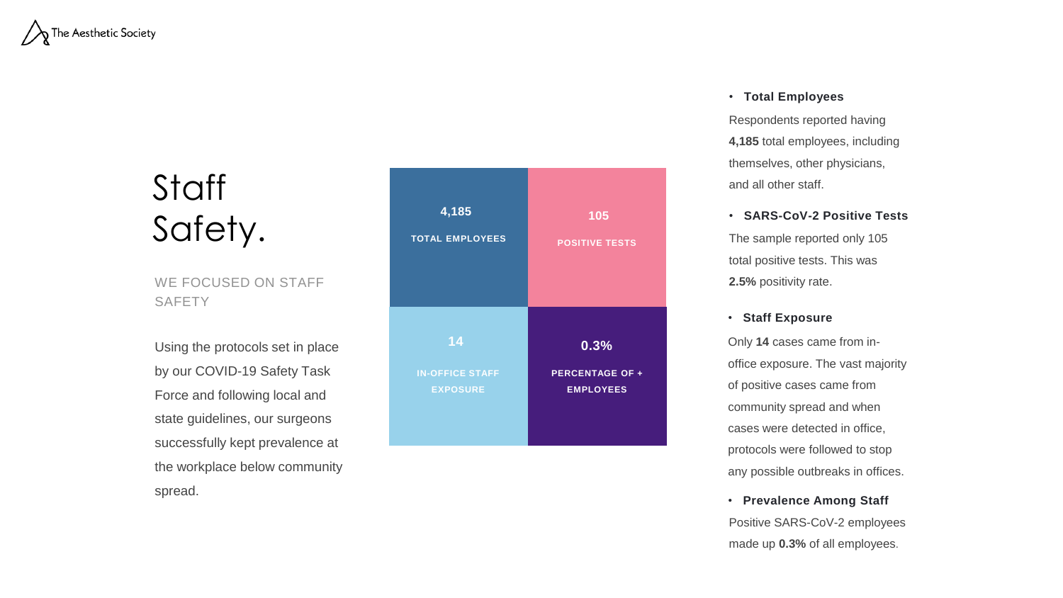# Staff Safety.

WE FOCUSED ON STAFF SAFETY

Using the protocols set in place by our COVID-19 Safety Task Force and following local and state guidelines, our surgeons successfully kept prevalence at the workplace below community spread.

| **4,185** TOTAL EMPLOYEES | **105** POSITIVE TESTS |
|---|---|
| **14** IN-OFFICE STAFF EXPOSURE | **0.3%** PERCENTAGE OF + EMPLOYEES |

- **Total Employees**
  Respondents reported having **4,185** total employees, including themselves, other physicians, and all other staff.
- **SARS-CoV-2 Positive Tests**
  The sample reported only 105 total positive tests. This was **2.5%** positivity rate.
- **Staff Exposure**
  Only **14** cases came from in-office exposure. The vast majority of positive cases came from community spread and when cases were detected in office, protocols were followed to stop any possible outbreaks in offices.
- **Prevalence Among Staff**
  Positive SARS-CoV-2 employees made up **0.3%** of all employees.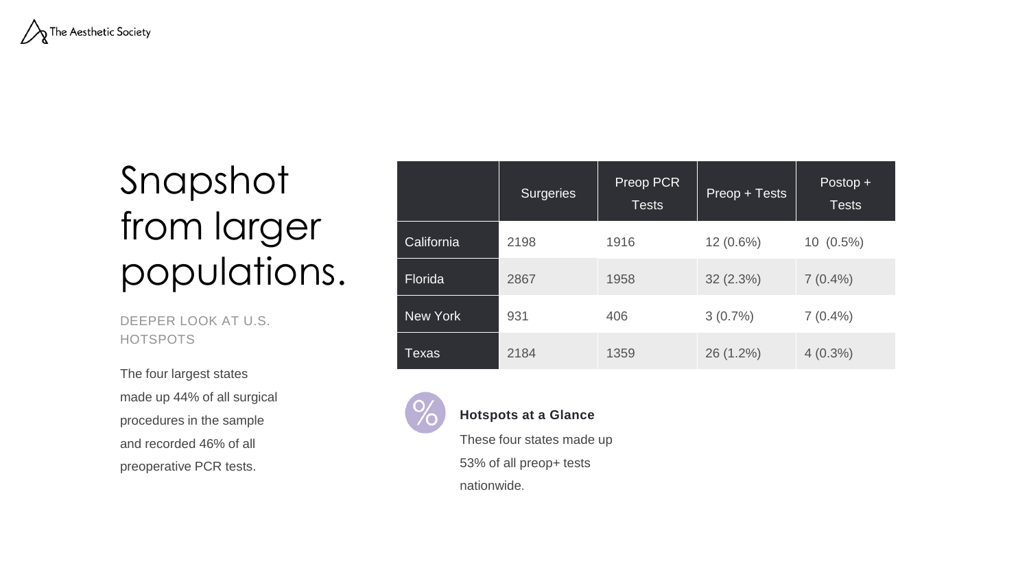# Snapshot from larger populations.

DEEPER LOOK AT U.S. HOTSPOTS

The four largest states made up 44% of all surgical procedures in the sample and recorded 46% of all preoperative PCR tests.

| | Surgeries | Preop PCR Tests | Preop + Tests | Postop + Tests |
|---|---|---|---|---|
| California | 2198 | 1916 | 12 (0.6%) | 10 (0.5%) |
| Florida | 2867 | 1958 | 32 (2.3%) | 7 (0.4%) |
| New York | 931 | 406 | 3 (0.7%) | 7 (0.4%) |
| Texas | 2184 | 1359 | 26 (1.2%) | 4 (0.3%) |

**Hotspots at a Glance**

These four states made up 53% of all preop+ tests nationwide.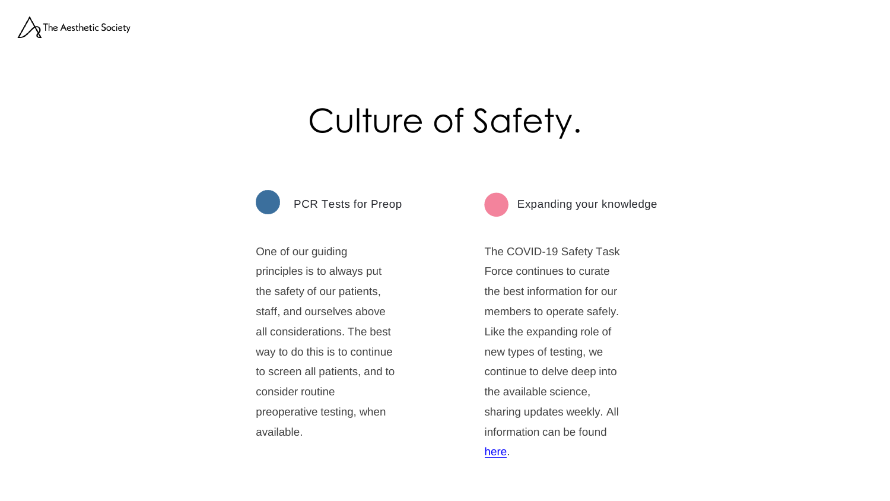The Aesthetic Society

# Culture of Safety.

## PCR Tests for Preop

One of our guiding principles is to always put the safety of our patients, staff, and ourselves above all considerations. The best way to do this is to continue to screen all patients, and to consider routine preoperative testing, when available.

## Expanding your knowledge

The COVID-19 Safety Task Force continues to curate the best information for our members to operate safely. Like the expanding role of new types of testing, we continue to delve deep into the available science, sharing updates weekly. All information can be found here.